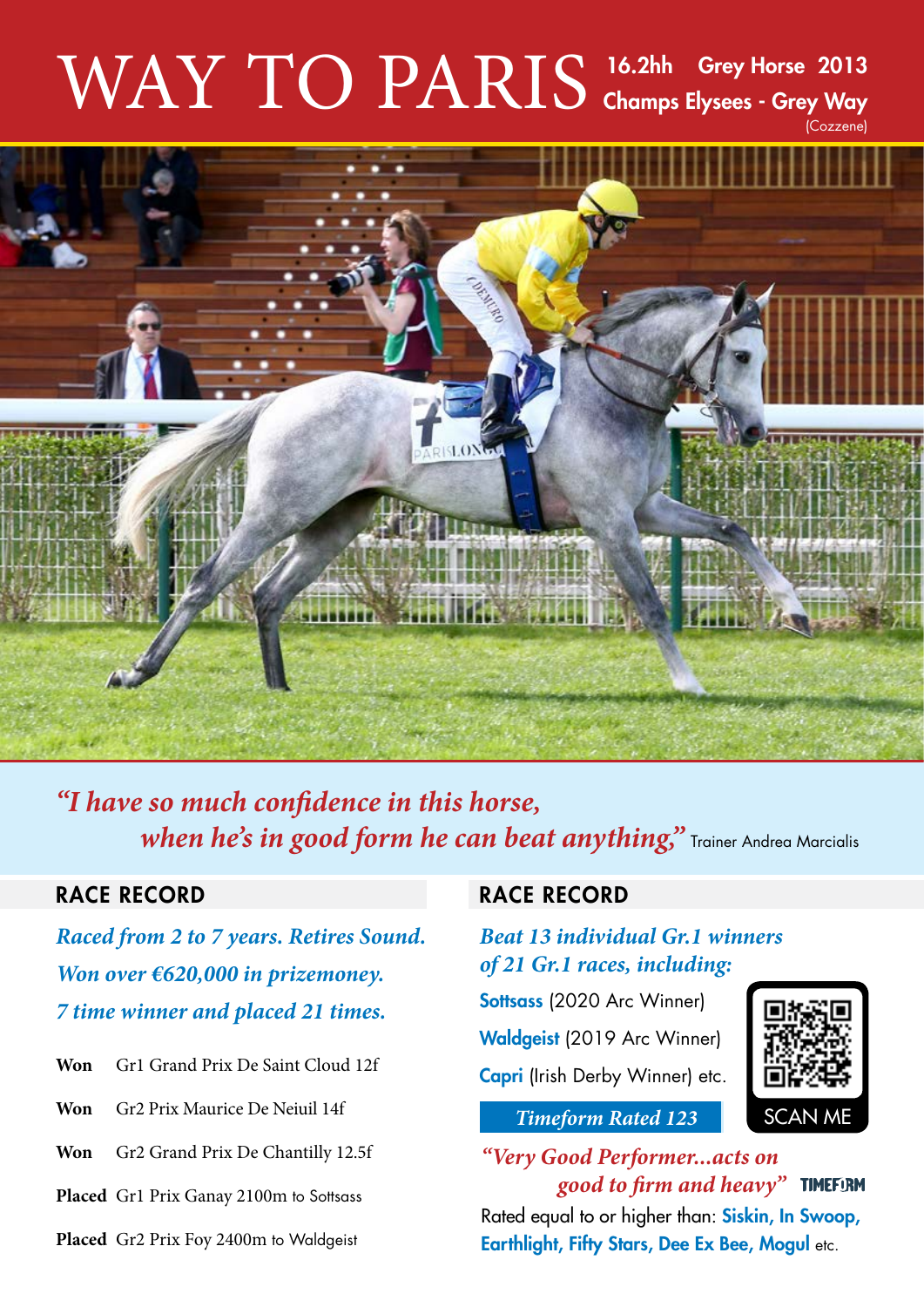# WAY TO PARIS

**16.2hh Grey Horse 2013**
**Champs Elysees - Grey Way**
(Cozzene)

*"I have so much confidence in this horse, when he's in good form he can beat anything,"* Trainer Andrea Marcialis

## RACE RECORD

*Raced from 2 to 7 years. Retires Sound.*
*Won over €620,000 in prizemoney.*
*7 time winner and placed 21 times.*

| | |
|---|---|
| **Won** | Gr1 Grand Prix De Saint Cloud 12f |
| **Won** | Gr2 Prix Maurice De Neiuil 14f |
| **Won** | Gr2 Grand Prix De Chantilly 12.5f |
| **Placed** | Gr1 Prix Ganay 2100m to Sottsass |
| **Placed** | Gr2 Prix Foy 2400m to Waldgeist |

## RACE RECORD

*Beat 13 individual Gr.1 winners of 21 Gr.1 races, including:*

**Sottsass** (2020 Arc Winner)
**Waldgeist** (2019 Arc Winner)
**Capri** (Irish Derby Winner) etc.

SCAN ME

*Timeform Rated 123*

*"Very Good Performer...acts on good to firm and heavy"* TIMEFORM

Rated equal to or higher than: **Siskin, In Swoop, Earthlight, Fifty Stars, Dee Ex Bee, Mogul** etc.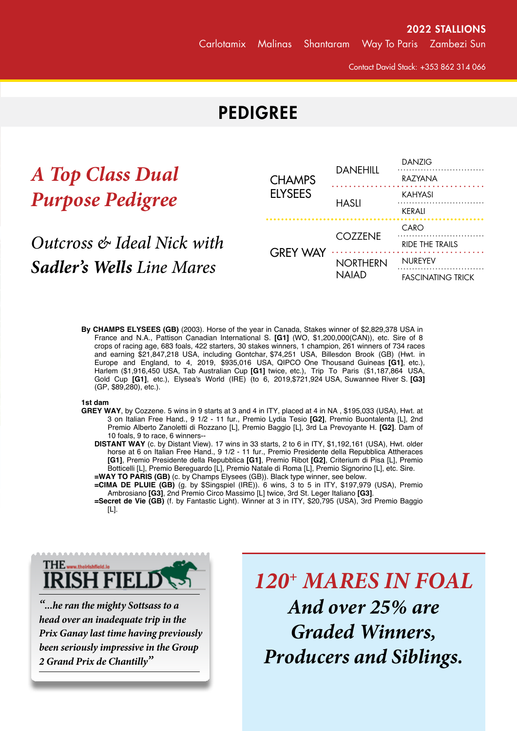# PEDIGREE

## *A Top Class Dual Purpose Pedigree*

*Outcross & Ideal Nick with* ***Sadler's Wells*** *Line Mares*

| | | |
|---|---|---|
| CHAMPS ELYSEES | DANEHILL | DANZIG |
| | | RAZYANA |
| | HASLI | KAHYASI |
| | | KERALI |
| GREY WAY | COZZENE | CARO |
| | | RIDE THE TRAILS |
| | NORTHERN NAIAD | NUREYEV |
| | | FASCINATING TRICK |

By **CHAMPS ELYSEES (GB)** (2003). Horse of the year in Canada, Stakes winner of $2,829,378 USA in France and N.A., Pattison Canadian International S. **[G1]** (WO, $1,200,000(CAN)), etc. Sire of 8 crops of racing age, 683 foals, 422 starters, 30 stakes winners, 1 champion, 261 winners of 734 races and earning $21,847,218 USA, including Gontchar, $74,251 USA, Billesdon Brook (GB) (Hwt. in Europe and England, to 4, 2019, $935,016 USA, QIPCO One Thousand Guineas **[G1]**, etc.), Harlem ($1,916,450 USA, Tab Australian Cup **[G1]** twice, etc.), Trip To Paris ($1,187,864 USA, Gold Cup **[G1]**, etc.), Elysea's World (IRE) (to 6, 2019,$721,924 USA, Suwannee River S. **[G3]** (GP, $89,280), etc.).

**1st dam**

**GREY WAY**, by Cozzene. 5 wins in 9 starts at 3 and 4 in ITY, placed at 4 in NA , $195,033 (USA), Hwt. at 3 on Italian Free Hand., 9 1/2 - 11 fur., Premio Lydia Tesio **[G2]**, Premio Buontalenta [L], 2nd Premio Alberto Zanoletti di Rozzano [L], Premio Baggio [L], 3rd La Prevoyante H. **[G2]**. Dam of 10 foals, 9 to race, 6 winners--

**DISTANT WAY** (c. by Distant View). 17 wins in 33 starts, 2 to 6 in ITY, $1,192,161 (USA), Hwt. older horse at 6 on Italian Free Hand., 9 1/2 - 11 fur., Premio Presidente della Repubblica Attherace s **[G1]**, Premio Presidente della Repubblica **[G1]**, Premio Ribot **[G2]**, Criterium di Pisa [L], Premio Botticelli [L], Premio Bereguardo [L], Premio Natale di Roma [L], Premio Signorino [L], etc. Sire.

**=WAY TO PARIS (GB)** (c. by Champs Elysees (GB)). Black type winner, see below.

**=CIMA DE PLUIE (GB)** (g. by $Singspiel (IRE)). 6 wins, 3 to 5 in ITY, $197,979 (USA), Premio Ambrosiano **[G3]**, 2nd Premio Circo Massimo [L] twice, 3rd St. Leger Italiano **[G3]**.

**=Secret de Vie (GB)** (f. by Fantastic Light). Winner at 3 in ITY, $20,795 (USA), 3rd Premio Baggio [L].

**THE IRISH FIELD** www.theirishfield.ie

*"...he ran the mighty Sottsass to a head over an inadequate trip in the Prix Ganay last time having previously been seriously impressive in the Group 2 Grand Prix de Chantilly"*

## *120+ MARES IN FOAL*

### *And over 25% are Graded Winners, Producers and Siblings.*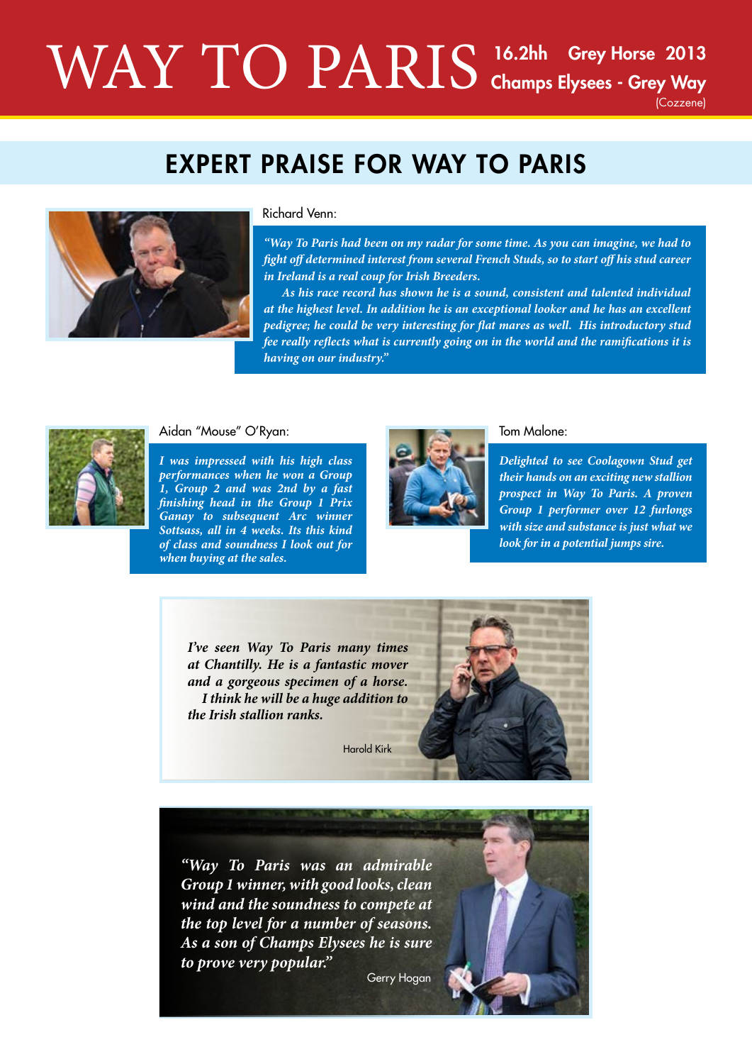# WAY TO PARIS

**16.2hh Grey Horse 2013**
**Champs Elysees - Grey Way**
(Cozzene)

## EXPERT PRAISE FOR WAY TO PARIS

Richard Venn:

*"Way To Paris had been on my radar for some time. As you can imagine, we had to fight off determined interest from several French Studs, so to start off his stud career in Ireland is a real coup for Irish Breeders.*

*As his race record has shown he is a sound, consistent and talented individual at the highest level. In addition he is an exceptional looker and he has an excellent pedigree; he could be very interesting for flat mares as well. His introductory stud fee really reflects what is currently going on in the world and the ramifications it is having on our industry."*

Aidan "Mouse" O'Ryan:

*I was impressed with his high class performances when he won a Group 1, Group 2 and was 2nd by a fast finishing head in the Group 1 Prix Ganay to subsequent Arc winner Sottsass, all in 4 weeks. Its this kind of class and soundness I look out for when buying at the sales.*

Tom Malone:

*Delighted to see Coolagown Stud get their hands on an exciting new stallion prospect in Way To Paris. A proven Group 1 performer over 12 furlongs with size and substance is just what we look for in a potential jumps sire.*

*I've seen Way To Paris many times at Chantilly. He is a fantastic mover and a gorgeous specimen of a horse.*
*I think he will be a huge addition to the Irish stallion ranks.*

Harold Kirk

*"Way To Paris was an admirable Group 1 winner, with good looks, clean wind and the soundness to compete at the top level for a number of seasons. As a son of Champs Elysees he is sure to prove very popular."*

Gerry Hogan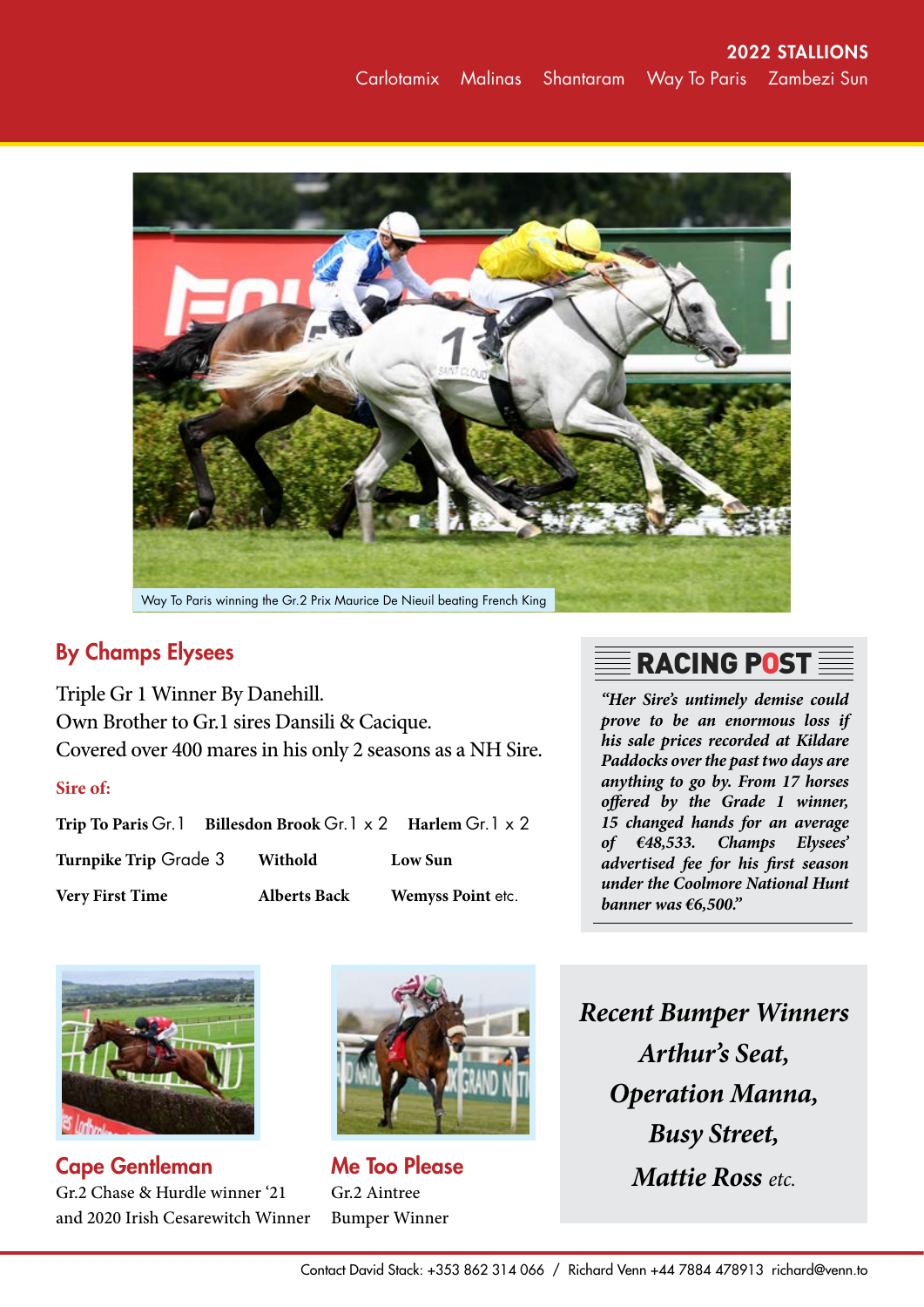**2022 STALLIONS**

Carlotamix Malinas Shantaram Way To Paris Zambezi Sun

Way To Paris winning the Gr.2 Prix Maurice De Nieuil beating French King

## By Champs Elysees

Triple Gr 1 Winner By Danehill.
Own Brother to Gr.1 sires Dansili & Cacique.
Covered over 400 mares in his only 2 seasons as a NH Sire.

**Sire of:**

| | | |
|---|---|---|
| **Trip To Paris** Gr.1 | **Billesdon Brook** Gr.1 x 2 | **Harlem** Gr.1 x 2 |
| **Turnpike Trip** Grade 3 | **Withold** | **Low Sun** |
| **Very First Time** | **Alberts Back** | **Wemyss Point** etc. |

**RACING POST**

*"Her Sire's untimely demise could prove to be an enormous loss if his sale prices recorded at Kildare Paddocks over the past two days are anything to go by. From 17 horses offered by the Grade 1 winner, 15 changed hands for an average of €48,533. Champs Elysees' advertised fee for his first season under the Coolmore National Hunt banner was €6,500."*

**Cape Gentleman**
Gr.2 Chase & Hurdle winner '21
and 2020 Irish Cesarewitch Winner

**Me Too Please**
Gr.2 Aintree
Bumper Winner

***Recent Bumper Winners***
***Arthur's Seat,***
***Operation Manna,***
***Busy Street,***
***Mattie Ross*** *etc.*

Contact David Stack: +353 862 314 066 / Richard Venn +44 7884 478913 richard@venn.to